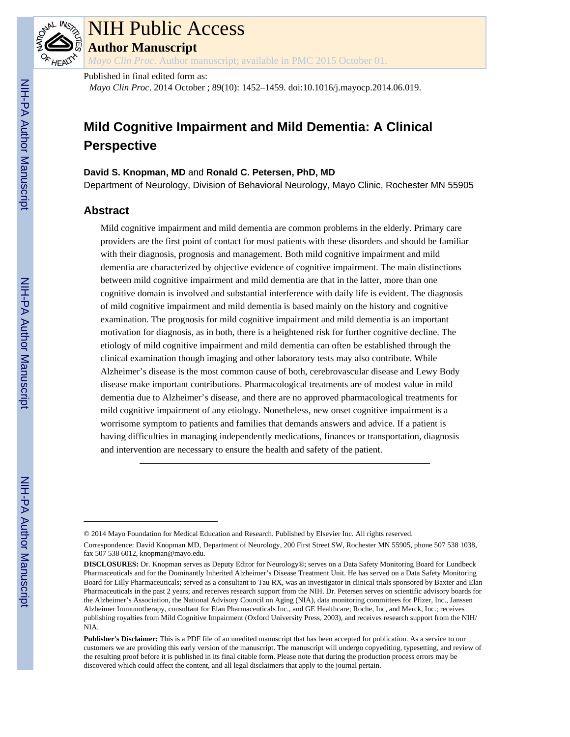# NIH Public Access

**Author Manuscript**

*Mayo Clin Proc*. Author manuscript; available in PMC 2015 October 01.

Published in final edited form as:

*Mayo Clin Proc*. 2014 October ; 89(10): 1452–1459. doi:10.1016/j.mayocp.2014.06.019.

# Mild Cognitive Impairment and Mild Dementia: A Clinical Perspective

**David S. Knopman, MD** and **Ronald C. Petersen, PhD, MD**

Department of Neurology, Division of Behavioral Neurology, Mayo Clinic, Rochester MN 55905

## Abstract

Mild cognitive impairment and mild dementia are common problems in the elderly. Primary care providers are the first point of contact for most patients with these disorders and should be familiar with their diagnosis, prognosis and management. Both mild cognitive impairment and mild dementia are characterized by objective evidence of cognitive impairment. The main distinctions between mild cognitive impairment and mild dementia are that in the latter, more than one cognitive domain is involved and substantial interference with daily life is evident. The diagnosis of mild cognitive impairment and mild dementia is based mainly on the history and cognitive examination. The prognosis for mild cognitive impairment and mild dementia is an important motivation for diagnosis, as in both, there is a heightened risk for further cognitive decline. The etiology of mild cognitive impairment and mild dementia can often be established through the clinical examination though imaging and other laboratory tests may also contribute. While Alzheimer's disease is the most common cause of both, cerebrovascular disease and Lewy Body disease make important contributions. Pharmacological treatments are of modest value in mild dementia due to Alzheimer's disease, and there are no approved pharmacological treatments for mild cognitive impairment of any etiology. Nonetheless, new onset cognitive impairment is a worrisome symptom to patients and families that demands answers and advice. If a patient is having difficulties in managing independently medications, finances or transportation, diagnosis and intervention are necessary to ensure the health and safety of the patient.

---

© 2014 Mayo Foundation for Medical Education and Research. Published by Elsevier Inc. All rights reserved.

Correspondence: David Knopman MD, Department of Neurology, 200 First Street SW, Rochester MN 55905, phone 507 538 1038, fax 507 538 6012, knopman@mayo.edu.

**DISCLOSURES:** Dr. Knopman serves as Deputy Editor for Neurology®; serves on a Data Safety Monitoring Board for Lundbeck Pharmaceuticals and for the Dominantly Inherited Alzheimer's Disease Treatment Unit. He has served on a Data Safety Monitoring Board for Lilly Pharmaceuticals; served as a consultant to Tau RX, was an investigator in clinical trials sponsored by Baxter and Elan Pharmaceuticals in the past 2 years; and receives research support from the NIH. Dr. Petersen serves on scientific advisory boards for the Alzheimer's Association, the National Advisory Council on Aging (NIA), data monitoring committees for Pfizer, Inc., Janssen Alzheimer Immunotherapy, consultant for Elan Pharmaceuticals Inc., and GE Healthcare; Roche, Inc, and Merck, Inc.; receives publishing royalties from Mild Cognitive Impairment (Oxford University Press, 2003), and receives research support from the NIH/NIA.

**Publisher's Disclaimer:** This is a PDF file of an unedited manuscript that has been accepted for publication. As a service to our customers we are providing this early version of the manuscript. The manuscript will undergo copyediting, typesetting, and review of the resulting proof before it is published in its final citable form. Please note that during the production process errors may be discovered which could affect the content, and all legal disclaimers that apply to the journal pertain.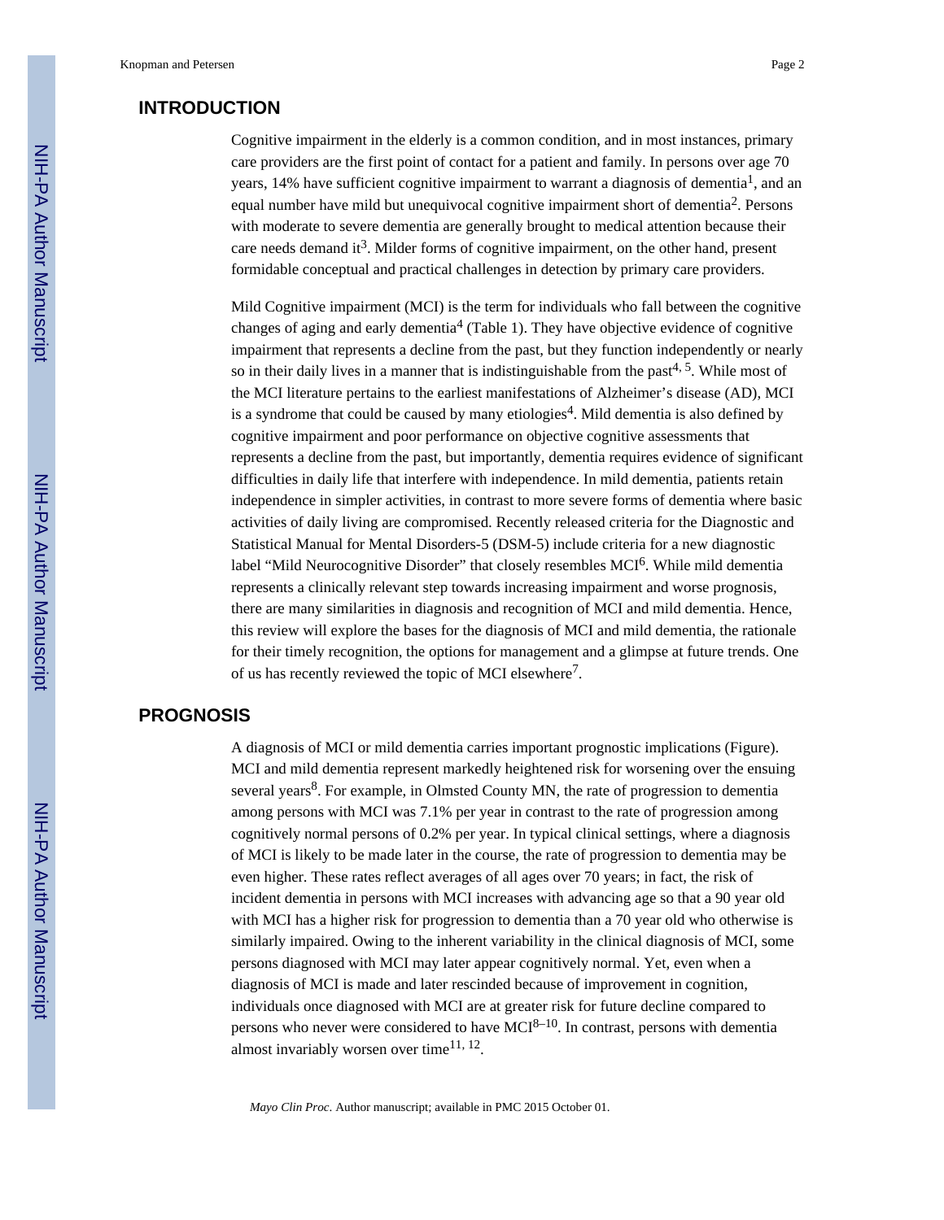## INTRODUCTION

Cognitive impairment in the elderly is a common condition, and in most instances, primary care providers are the first point of contact for a patient and family. In persons over age 70 years, 14% have sufficient cognitive impairment to warrant a diagnosis of dementia[1], and an equal number have mild but unequivocal cognitive impairment short of dementia[2]. Persons with moderate to severe dementia are generally brought to medical attention because their care needs demand it[3]. Milder forms of cognitive impairment, on the other hand, present formidable conceptual and practical challenges in detection by primary care providers.

Mild Cognitive impairment (MCI) is the term for individuals who fall between the cognitive changes of aging and early dementia[4] (Table 1). They have objective evidence of cognitive impairment that represents a decline from the past, but they function independently or nearly so in their daily lives in a manner that is indistinguishable from the past[4, 5]. While most of the MCI literature pertains to the earliest manifestations of Alzheimer's disease (AD), MCI is a syndrome that could be caused by many etiologies[4]. Mild dementia is also defined by cognitive impairment and poor performance on objective cognitive assessments that represents a decline from the past, but importantly, dementia requires evidence of significant difficulties in daily life that interfere with independence. In mild dementia, patients retain independence in simpler activities, in contrast to more severe forms of dementia where basic activities of daily living are compromised. Recently released criteria for the Diagnostic and Statistical Manual for Mental Disorders-5 (DSM-5) include criteria for a new diagnostic label "Mild Neurocognitive Disorder" that closely resembles MCI[6]. While mild dementia represents a clinically relevant step towards increasing impairment and worse prognosis, there are many similarities in diagnosis and recognition of MCI and mild dementia. Hence, this review will explore the bases for the diagnosis of MCI and mild dementia, the rationale for their timely recognition, the options for management and a glimpse at future trends. One of us has recently reviewed the topic of MCI elsewhere[7].

## PROGNOSIS

A diagnosis of MCI or mild dementia carries important prognostic implications (Figure). MCI and mild dementia represent markedly heightened risk for worsening over the ensuing several years[8]. For example, in Olmsted County MN, the rate of progression to dementia among persons with MCI was 7.1% per year in contrast to the rate of progression among cognitively normal persons of 0.2% per year. In typical clinical settings, where a diagnosis of MCI is likely to be made later in the course, the rate of progression to dementia may be even higher. These rates reflect averages of all ages over 70 years; in fact, the risk of incident dementia in persons with MCI increases with advancing age so that a 90 year old with MCI has a higher risk for progression to dementia than a 70 year old who otherwise is similarly impaired. Owing to the inherent variability in the clinical diagnosis of MCI, some persons diagnosed with MCI may later appear cognitively normal. Yet, even when a diagnosis of MCI is made and later rescinded because of improvement in cognition, individuals once diagnosed with MCI are at greater risk for future decline compared to persons who never were considered to have MCI[8–10]. In contrast, persons with dementia almost invariably worsen over time[11, 12].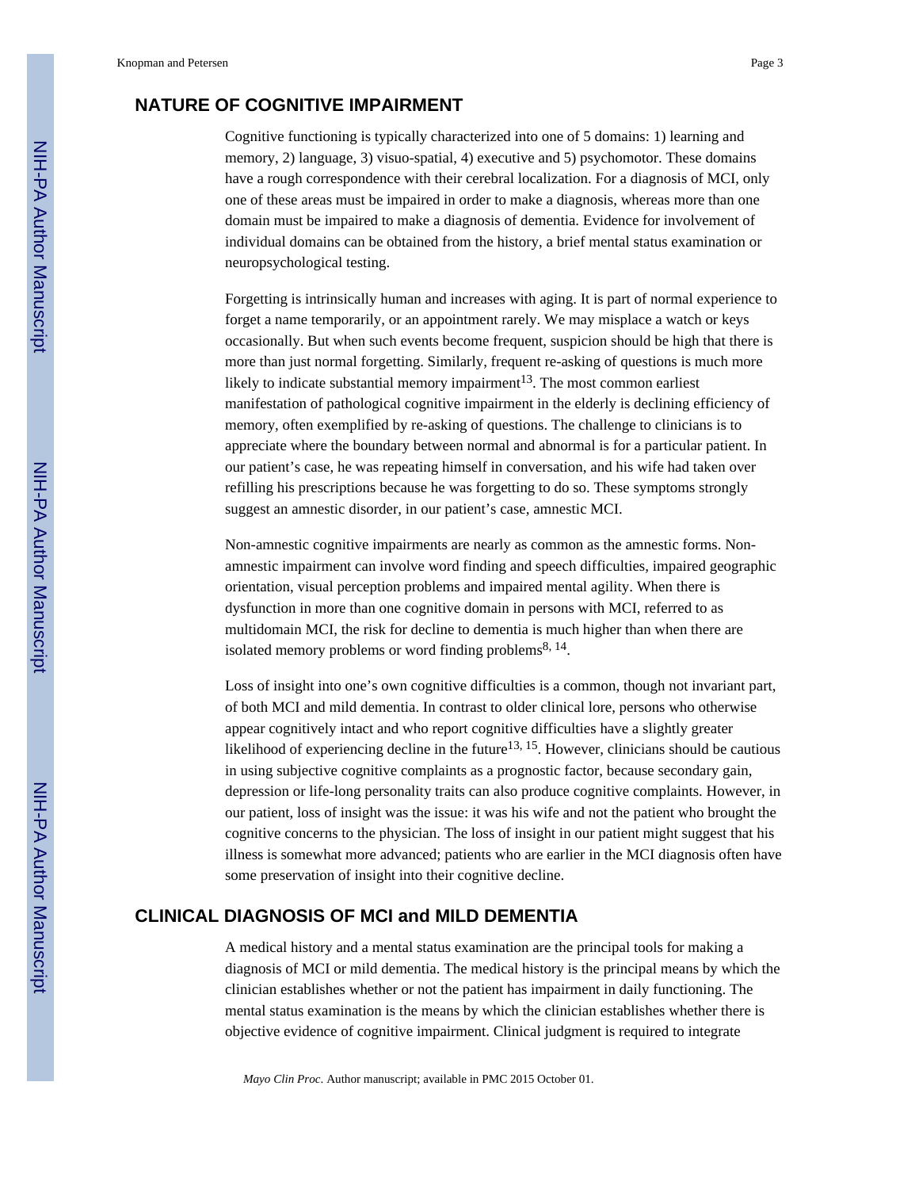## NATURE OF COGNITIVE IMPAIRMENT

Cognitive functioning is typically characterized into one of 5 domains: 1) learning and memory, 2) language, 3) visuo-spatial, 4) executive and 5) psychomotor. These domains have a rough correspondence with their cerebral localization. For a diagnosis of MCI, only one of these areas must be impaired in order to make a diagnosis, whereas more than one domain must be impaired to make a diagnosis of dementia. Evidence for involvement of individual domains can be obtained from the history, a brief mental status examination or neuropsychological testing.

Forgetting is intrinsically human and increases with aging. It is part of normal experience to forget a name temporarily, or an appointment rarely. We may misplace a watch or keys occasionally. But when such events become frequent, suspicion should be high that there is more than just normal forgetting. Similarly, frequent re-asking of questions is much more likely to indicate substantial memory impairment[13]. The most common earliest manifestation of pathological cognitive impairment in the elderly is declining efficiency of memory, often exemplified by re-asking of questions. The challenge to clinicians is to appreciate where the boundary between normal and abnormal is for a particular patient. In our patient's case, he was repeating himself in conversation, and his wife had taken over refilling his prescriptions because he was forgetting to do so. These symptoms strongly suggest an amnestic disorder, in our patient's case, amnestic MCI.

Non-amnestic cognitive impairments are nearly as common as the amnestic forms. Non-amnestic impairment can involve word finding and speech difficulties, impaired geographic orientation, visual perception problems and impaired mental agility. When there is dysfunction in more than one cognitive domain in persons with MCI, referred to as multidomain MCI, the risk for decline to dementia is much higher than when there are isolated memory problems or word finding problems[8, 14].

Loss of insight into one's own cognitive difficulties is a common, though not invariant part, of both MCI and mild dementia. In contrast to older clinical lore, persons who otherwise appear cognitively intact and who report cognitive difficulties have a slightly greater likelihood of experiencing decline in the future[13, 15]. However, clinicians should be cautious in using subjective cognitive complaints as a prognostic factor, because secondary gain, depression or life-long personality traits can also produce cognitive complaints. However, in our patient, loss of insight was the issue: it was his wife and not the patient who brought the cognitive concerns to the physician. The loss of insight in our patient might suggest that his illness is somewhat more advanced; patients who are earlier in the MCI diagnosis often have some preservation of insight into their cognitive decline.

## CLINICAL DIAGNOSIS OF MCI and MILD DEMENTIA

A medical history and a mental status examination are the principal tools for making a diagnosis of MCI or mild dementia. The medical history is the principal means by which the clinician establishes whether or not the patient has impairment in daily functioning. The mental status examination is the means by which the clinician establishes whether there is objective evidence of cognitive impairment. Clinical judgment is required to integrate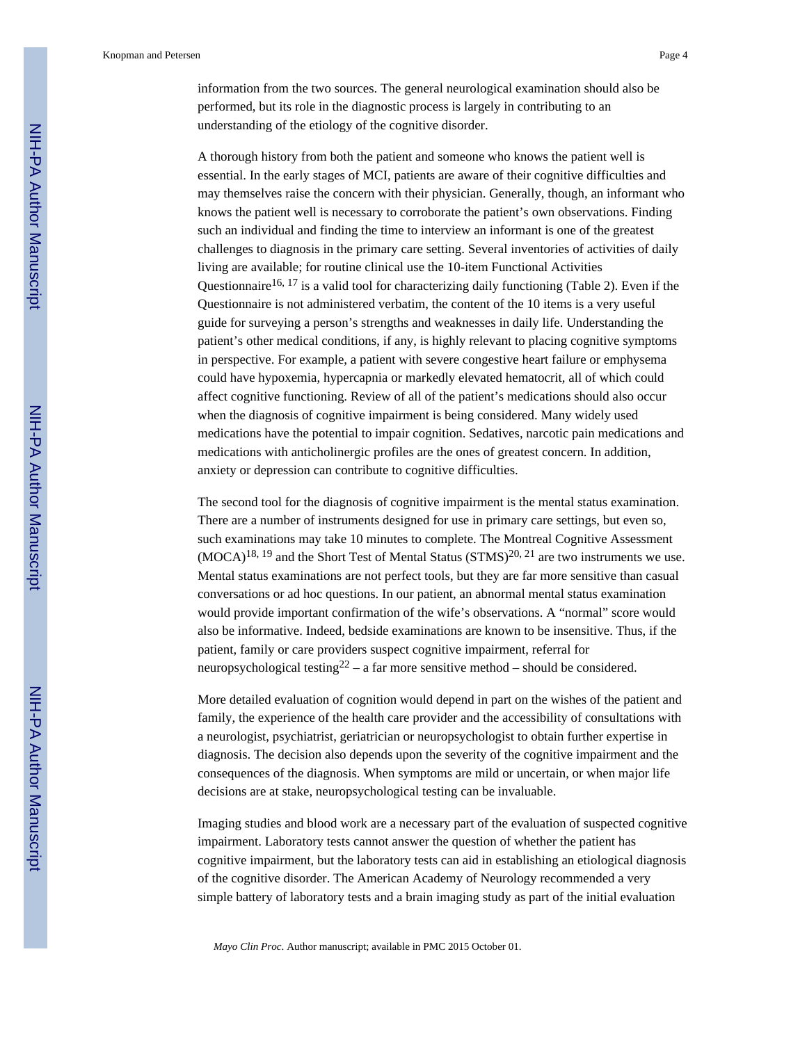information from the two sources. The general neurological examination should also be performed, but its role in the diagnostic process is largely in contributing to an understanding of the etiology of the cognitive disorder.

A thorough history from both the patient and someone who knows the patient well is essential. In the early stages of MCI, patients are aware of their cognitive difficulties and may themselves raise the concern with their physician. Generally, though, an informant who knows the patient well is necessary to corroborate the patient's own observations. Finding such an individual and finding the time to interview an informant is one of the greatest challenges to diagnosis in the primary care setting. Several inventories of activities of daily living are available; for routine clinical use the 10-item Functional Activities Questionnaire[16, 17] is a valid tool for characterizing daily functioning (Table 2). Even if the Questionnaire is not administered verbatim, the content of the 10 items is a very useful guide for surveying a person's strengths and weaknesses in daily life. Understanding the patient's other medical conditions, if any, is highly relevant to placing cognitive symptoms in perspective. For example, a patient with severe congestive heart failure or emphysema could have hypoxemia, hypercapnia or markedly elevated hematocrit, all of which could affect cognitive functioning. Review of all of the patient's medications should also occur when the diagnosis of cognitive impairment is being considered. Many widely used medications have the potential to impair cognition. Sedatives, narcotic pain medications and medications with anticholinergic profiles are the ones of greatest concern. In addition, anxiety or depression can contribute to cognitive difficulties.

The second tool for the diagnosis of cognitive impairment is the mental status examination. There are a number of instruments designed for use in primary care settings, but even so, such examinations may take 10 minutes to complete. The Montreal Cognitive Assessment (MOCA)[18, 19] and the Short Test of Mental Status (STMS)[20, 21] are two instruments we use. Mental status examinations are not perfect tools, but they are far more sensitive than casual conversations or ad hoc questions. In our patient, an abnormal mental status examination would provide important confirmation of the wife's observations. A "normal" score would also be informative. Indeed, bedside examinations are known to be insensitive. Thus, if the patient, family or care providers suspect cognitive impairment, referral for neuropsychological testing[22] – a far more sensitive method – should be considered.

More detailed evaluation of cognition would depend in part on the wishes of the patient and family, the experience of the health care provider and the accessibility of consultations with a neurologist, psychiatrist, geriatrician or neuropsychologist to obtain further expertise in diagnosis. The decision also depends upon the severity of the cognitive impairment and the consequences of the diagnosis. When symptoms are mild or uncertain, or when major life decisions are at stake, neuropsychological testing can be invaluable.

Imaging studies and blood work are a necessary part of the evaluation of suspected cognitive impairment. Laboratory tests cannot answer the question of whether the patient has cognitive impairment, but the laboratory tests can aid in establishing an etiological diagnosis of the cognitive disorder. The American Academy of Neurology recommended a very simple battery of laboratory tests and a brain imaging study as part of the initial evaluation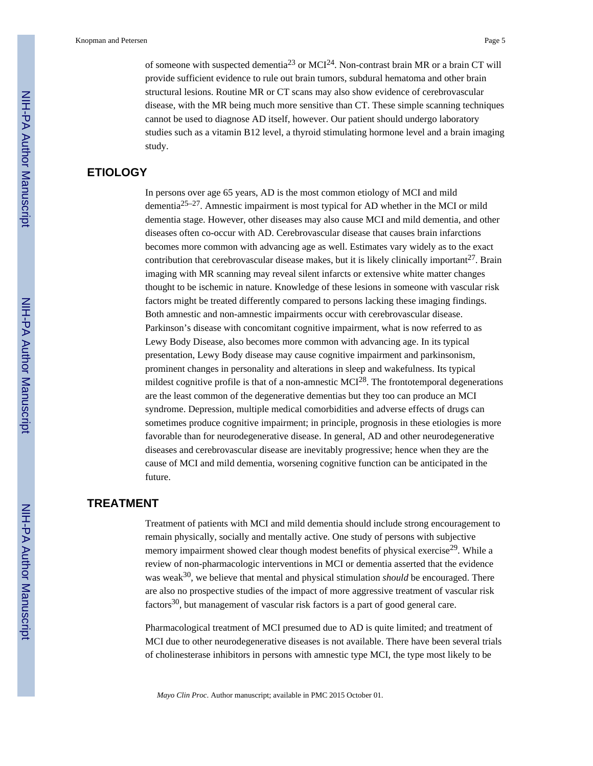of someone with suspected dementia[23] or MCI[24]. Non-contrast brain MR or a brain CT will provide sufficient evidence to rule out brain tumors, subdural hematoma and other brain structural lesions. Routine MR or CT scans may also show evidence of cerebrovascular disease, with the MR being much more sensitive than CT. These simple scanning techniques cannot be used to diagnose AD itself, however. Our patient should undergo laboratory studies such as a vitamin B12 level, a thyroid stimulating hormone level and a brain imaging study.

## ETIOLOGY

In persons over age 65 years, AD is the most common etiology of MCI and mild dementia[25–27]. Amnestic impairment is most typical for AD whether in the MCI or mild dementia stage. However, other diseases may also cause MCI and mild dementia, and other diseases often co-occur with AD. Cerebrovascular disease that causes brain infarctions becomes more common with advancing age as well. Estimates vary widely as to the exact contribution that cerebrovascular disease makes, but it is likely clinically important[27]. Brain imaging with MR scanning may reveal silent infarcts or extensive white matter changes thought to be ischemic in nature. Knowledge of these lesions in someone with vascular risk factors might be treated differently compared to persons lacking these imaging findings. Both amnestic and non-amnestic impairments occur with cerebrovascular disease. Parkinson's disease with concomitant cognitive impairment, what is now referred to as Lewy Body Disease, also becomes more common with advancing age. In its typical presentation, Lewy Body disease may cause cognitive impairment and parkinsonism, prominent changes in personality and alterations in sleep and wakefulness. Its typical mildest cognitive profile is that of a non-amnestic MCI[28]. The frontotemporal degenerations are the least common of the degenerative dementias but they too can produce an MCI syndrome. Depression, multiple medical comorbidities and adverse effects of drugs can sometimes produce cognitive impairment; in principle, prognosis in these etiologies is more favorable than for neurodegenerative disease. In general, AD and other neurodegenerative diseases and cerebrovascular disease are inevitably progressive; hence when they are the cause of MCI and mild dementia, worsening cognitive function can be anticipated in the future.

## TREATMENT

Treatment of patients with MCI and mild dementia should include strong encouragement to remain physically, socially and mentally active. One study of persons with subjective memory impairment showed clear though modest benefits of physical exercise[29]. While a review of non-pharmacologic interventions in MCI or dementia asserted that the evidence was weak[30], we believe that mental and physical stimulation *should* be encouraged. There are also no prospective studies of the impact of more aggressive treatment of vascular risk factors[30], but management of vascular risk factors is a part of good general care.

Pharmacological treatment of MCI presumed due to AD is quite limited; and treatment of MCI due to other neurodegenerative diseases is not available. There have been several trials of cholinesterase inhibitors in persons with amnestic type MCI, the type most likely to be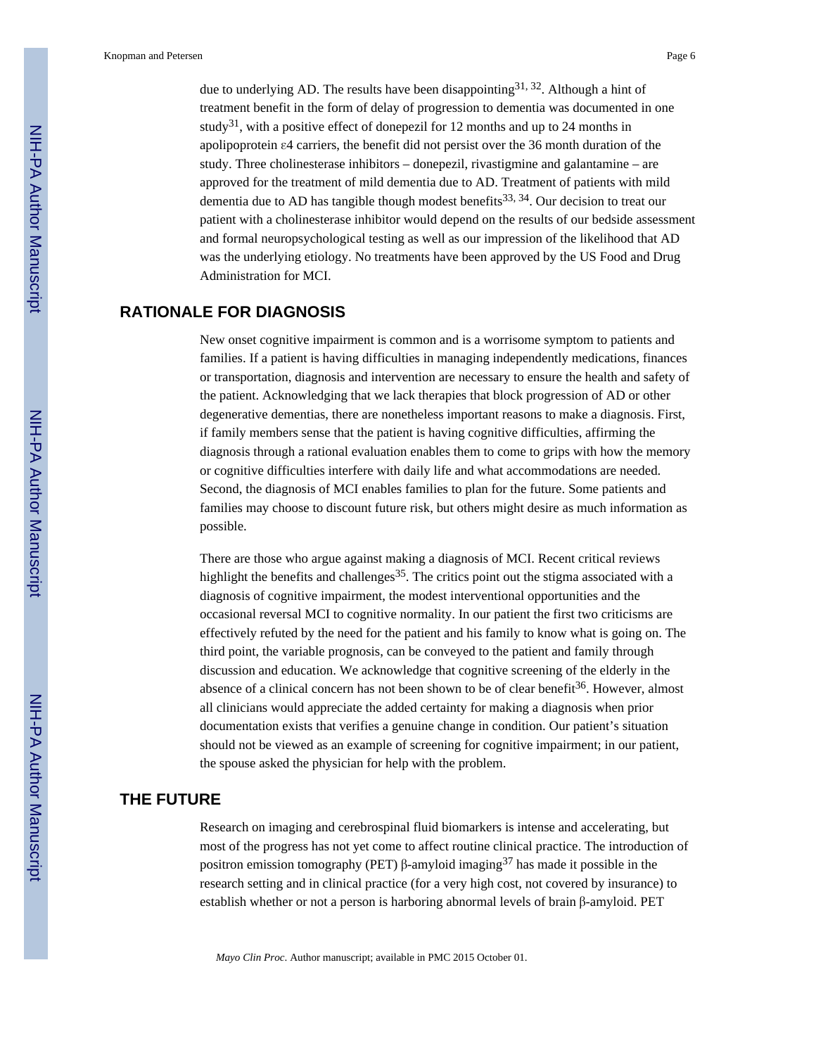due to underlying AD. The results have been disappointing[31, 32]. Although a hint of treatment benefit in the form of delay of progression to dementia was documented in one study[31], with a positive effect of donepezil for 12 months and up to 24 months in apolipoprotein ε4 carriers, the benefit did not persist over the 36 month duration of the study. Three cholinesterase inhibitors – donepezil, rivastigmine and galantamine – are approved for the treatment of mild dementia due to AD. Treatment of patients with mild dementia due to AD has tangible though modest benefits[33, 34]. Our decision to treat our patient with a cholinesterase inhibitor would depend on the results of our bedside assessment and formal neuropsychological testing as well as our impression of the likelihood that AD was the underlying etiology. No treatments have been approved by the US Food and Drug Administration for MCI.

## RATIONALE FOR DIAGNOSIS

New onset cognitive impairment is common and is a worrisome symptom to patients and families. If a patient is having difficulties in managing independently medications, finances or transportation, diagnosis and intervention are necessary to ensure the health and safety of the patient. Acknowledging that we lack therapies that block progression of AD or other degenerative dementias, there are nonetheless important reasons to make a diagnosis. First, if family members sense that the patient is having cognitive difficulties, affirming the diagnosis through a rational evaluation enables them to come to grips with how the memory or cognitive difficulties interfere with daily life and what accommodations are needed. Second, the diagnosis of MCI enables families to plan for the future. Some patients and families may choose to discount future risk, but others might desire as much information as possible.

There are those who argue against making a diagnosis of MCI. Recent critical reviews highlight the benefits and challenges[35]. The critics point out the stigma associated with a diagnosis of cognitive impairment, the modest interventional opportunities and the occasional reversal MCI to cognitive normality. In our patient the first two criticisms are effectively refuted by the need for the patient and his family to know what is going on. The third point, the variable prognosis, can be conveyed to the patient and family through discussion and education. We acknowledge that cognitive screening of the elderly in the absence of a clinical concern has not been shown to be of clear benefit[36]. However, almost all clinicians would appreciate the added certainty for making a diagnosis when prior documentation exists that verifies a genuine change in condition. Our patient's situation should not be viewed as an example of screening for cognitive impairment; in our patient, the spouse asked the physician for help with the problem.

## THE FUTURE

Research on imaging and cerebrospinal fluid biomarkers is intense and accelerating, but most of the progress has not yet come to affect routine clinical practice. The introduction of positron emission tomography (PET) β-amyloid imaging[37] has made it possible in the research setting and in clinical practice (for a very high cost, not covered by insurance) to establish whether or not a person is harboring abnormal levels of brain β-amyloid. PET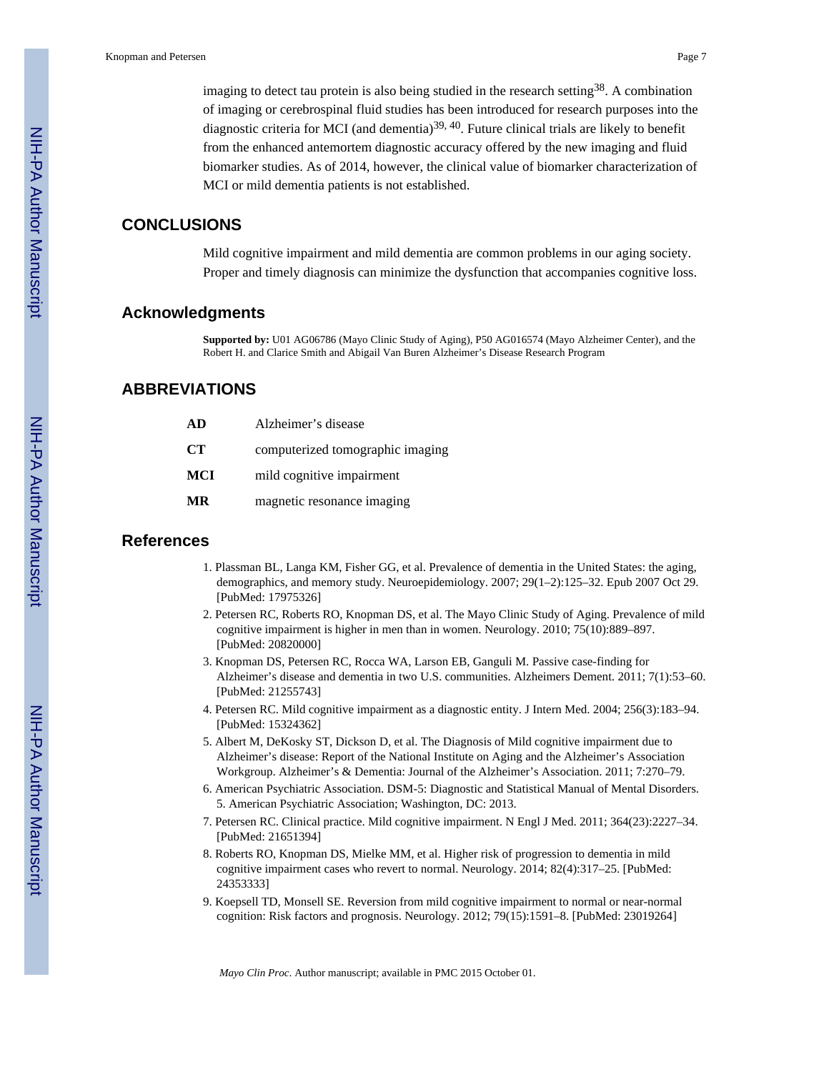imaging to detect tau protein is also being studied in the research setting[38]. A combination of imaging or cerebrospinal fluid studies has been introduced for research purposes into the diagnostic criteria for MCI (and dementia)[39, 40]. Future clinical trials are likely to benefit from the enhanced antemortem diagnostic accuracy offered by the new imaging and fluid biomarker studies. As of 2014, however, the clinical value of biomarker characterization of MCI or mild dementia patients is not established.

## CONCLUSIONS

Mild cognitive impairment and mild dementia are common problems in our aging society. Proper and timely diagnosis can minimize the dysfunction that accompanies cognitive loss.

## Acknowledgments

**Supported by:** U01 AG06786 (Mayo Clinic Study of Aging), P50 AG016574 (Mayo Alzheimer Center), and the Robert H. and Clarice Smith and Abigail Van Buren Alzheimer's Disease Research Program

## ABBREVIATIONS

| | |
|---|---|
| **AD** | Alzheimer's disease |
| **CT** | computerized tomographic imaging |
| **MCI** | mild cognitive impairment |
| **MR** | magnetic resonance imaging |

## References

1. Plassman BL, Langa KM, Fisher GG, et al. Prevalence of dementia in the United States: the aging, demographics, and memory study. Neuroepidemiology. 2007; 29(1–2):125–32. Epub 2007 Oct 29. [PubMed: 17975326]
2. Petersen RC, Roberts RO, Knopman DS, et al. The Mayo Clinic Study of Aging. Prevalence of mild cognitive impairment is higher in men than in women. Neurology. 2010; 75(10):889–897. [PubMed: 20820000]
3. Knopman DS, Petersen RC, Rocca WA, Larson EB, Ganguli M. Passive case-finding for Alzheimer's disease and dementia in two U.S. communities. Alzheimers Dement. 2011; 7(1):53–60. [PubMed: 21255743]
4. Petersen RC. Mild cognitive impairment as a diagnostic entity. J Intern Med. 2004; 256(3):183–94. [PubMed: 15324362]
5. Albert M, DeKosky ST, Dickson D, et al. The Diagnosis of Mild cognitive impairment due to Alzheimer's disease: Report of the National Institute on Aging and the Alzheimer's Association Workgroup. Alzheimer's & Dementia: Journal of the Alzheimer's Association. 2011; 7:270–79.
6. American Psychiatric Association. DSM-5: Diagnostic and Statistical Manual of Mental Disorders. 5. American Psychiatric Association; Washington, DC: 2013.
7. Petersen RC. Clinical practice. Mild cognitive impairment. N Engl J Med. 2011; 364(23):2227–34. [PubMed: 21651394]
8. Roberts RO, Knopman DS, Mielke MM, et al. Higher risk of progression to dementia in mild cognitive impairment cases who revert to normal. Neurology. 2014; 82(4):317–25. [PubMed: 24353333]
9. Koepsell TD, Monsell SE. Reversion from mild cognitive impairment to normal or near-normal cognition: Risk factors and prognosis. Neurology. 2012; 79(15):1591–8. [PubMed: 23019264]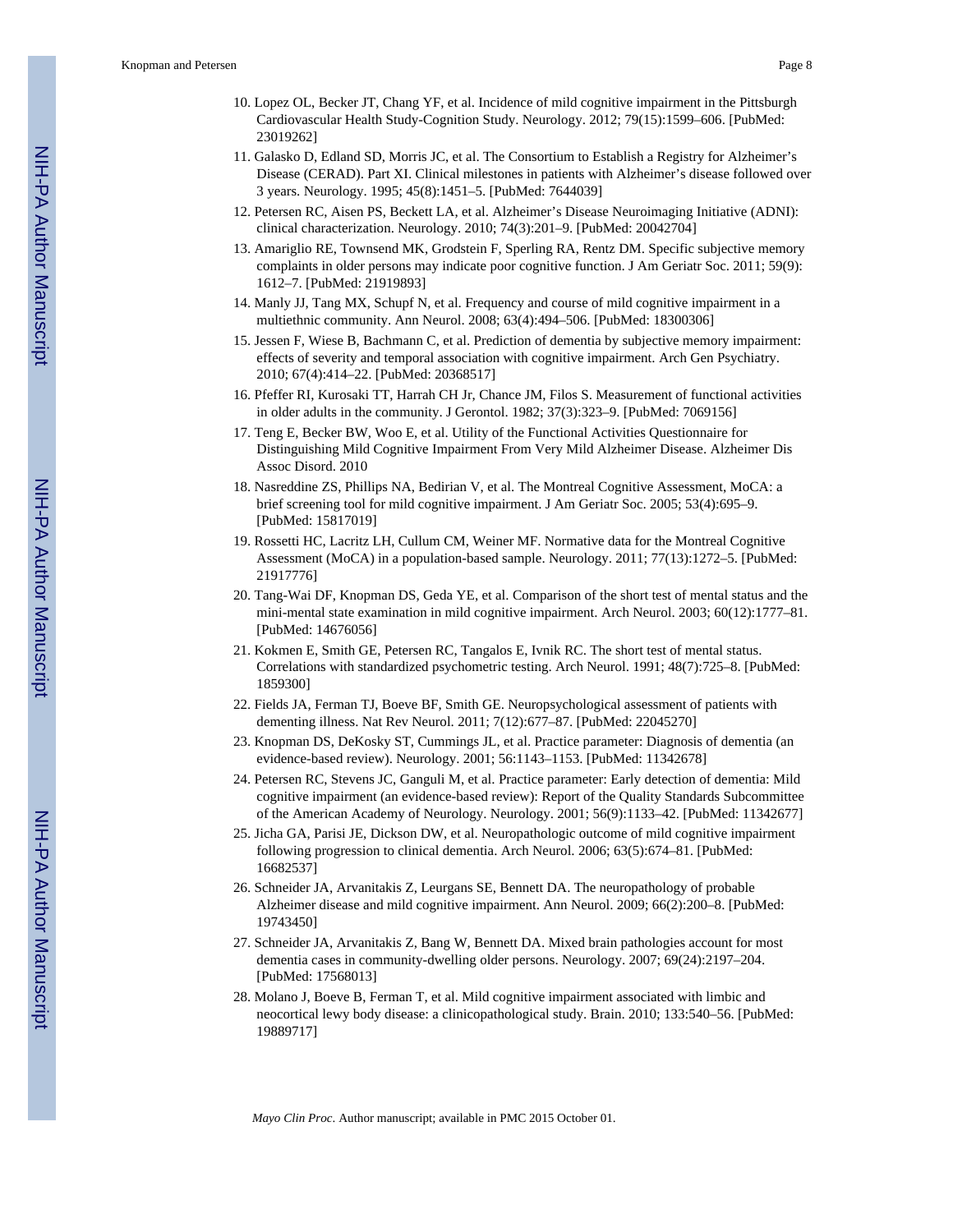10. Lopez OL, Becker JT, Chang YF, et al. Incidence of mild cognitive impairment in the Pittsburgh Cardiovascular Health Study-Cognition Study. Neurology. 2012; 79(15):1599–606. [PubMed: 23019262]
11. Galasko D, Edland SD, Morris JC, et al. The Consortium to Establish a Registry for Alzheimer's Disease (CERAD). Part XI. Clinical milestones in patients with Alzheimer's disease followed over 3 years. Neurology. 1995; 45(8):1451–5. [PubMed: 7644039]
12. Petersen RC, Aisen PS, Beckett LA, et al. Alzheimer's Disease Neuroimaging Initiative (ADNI): clinical characterization. Neurology. 2010; 74(3):201–9. [PubMed: 20042704]
13. Amariglio RE, Townsend MK, Grodstein F, Sperling RA, Rentz DM. Specific subjective memory complaints in older persons may indicate poor cognitive function. J Am Geriatr Soc. 2011; 59(9): 1612–7. [PubMed: 21919893]
14. Manly JJ, Tang MX, Schupf N, et al. Frequency and course of mild cognitive impairment in a multiethnic community. Ann Neurol. 2008; 63(4):494–506. [PubMed: 18300306]
15. Jessen F, Wiese B, Bachmann C, et al. Prediction of dementia by subjective memory impairment: effects of severity and temporal association with cognitive impairment. Arch Gen Psychiatry. 2010; 67(4):414–22. [PubMed: 20368517]
16. Pfeffer RI, Kurosaki TT, Harrah CH Jr, Chance JM, Filos S. Measurement of functional activities in older adults in the community. J Gerontol. 1982; 37(3):323–9. [PubMed: 7069156]
17. Teng E, Becker BW, Woo E, et al. Utility of the Functional Activities Questionnaire for Distinguishing Mild Cognitive Impairment From Very Mild Alzheimer Disease. Alzheimer Dis Assoc Disord. 2010
18. Nasreddine ZS, Phillips NA, Bedirian V, et al. The Montreal Cognitive Assessment, MoCA: a brief screening tool for mild cognitive impairment. J Am Geriatr Soc. 2005; 53(4):695–9. [PubMed: 15817019]
19. Rossetti HC, Lacritz LH, Cullum CM, Weiner MF. Normative data for the Montreal Cognitive Assessment (MoCA) in a population-based sample. Neurology. 2011; 77(13):1272–5. [PubMed: 21917776]
20. Tang-Wai DF, Knopman DS, Geda YE, et al. Comparison of the short test of mental status and the mini-mental state examination in mild cognitive impairment. Arch Neurol. 2003; 60(12):1777–81. [PubMed: 14676056]
21. Kokmen E, Smith GE, Petersen RC, Tangalos E, Ivnik RC. The short test of mental status. Correlations with standardized psychometric testing. Arch Neurol. 1991; 48(7):725–8. [PubMed: 1859300]
22. Fields JA, Ferman TJ, Boeve BF, Smith GE. Neuropsychological assessment of patients with dementing illness. Nat Rev Neurol. 2011; 7(12):677–87. [PubMed: 22045270]
23. Knopman DS, DeKosky ST, Cummings JL, et al. Practice parameter: Diagnosis of dementia (an evidence-based review). Neurology. 2001; 56:1143–1153. [PubMed: 11342678]
24. Petersen RC, Stevens JC, Ganguli M, et al. Practice parameter: Early detection of dementia: Mild cognitive impairment (an evidence-based review): Report of the Quality Standards Subcommittee of the American Academy of Neurology. Neurology. 2001; 56(9):1133–42. [PubMed: 11342677]
25. Jicha GA, Parisi JE, Dickson DW, et al. Neuropathologic outcome of mild cognitive impairment following progression to clinical dementia. Arch Neurol. 2006; 63(5):674–81. [PubMed: 16682537]
26. Schneider JA, Arvanitakis Z, Leurgans SE, Bennett DA. The neuropathology of probable Alzheimer disease and mild cognitive impairment. Ann Neurol. 2009; 66(2):200–8. [PubMed: 19743450]
27. Schneider JA, Arvanitakis Z, Bang W, Bennett DA. Mixed brain pathologies account for most dementia cases in community-dwelling older persons. Neurology. 2007; 69(24):2197–204. [PubMed: 17568013]
28. Molano J, Boeve B, Ferman T, et al. Mild cognitive impairment associated with limbic and neocortical lewy body disease: a clinicopathological study. Brain. 2010; 133:540–56. [PubMed: 19889717]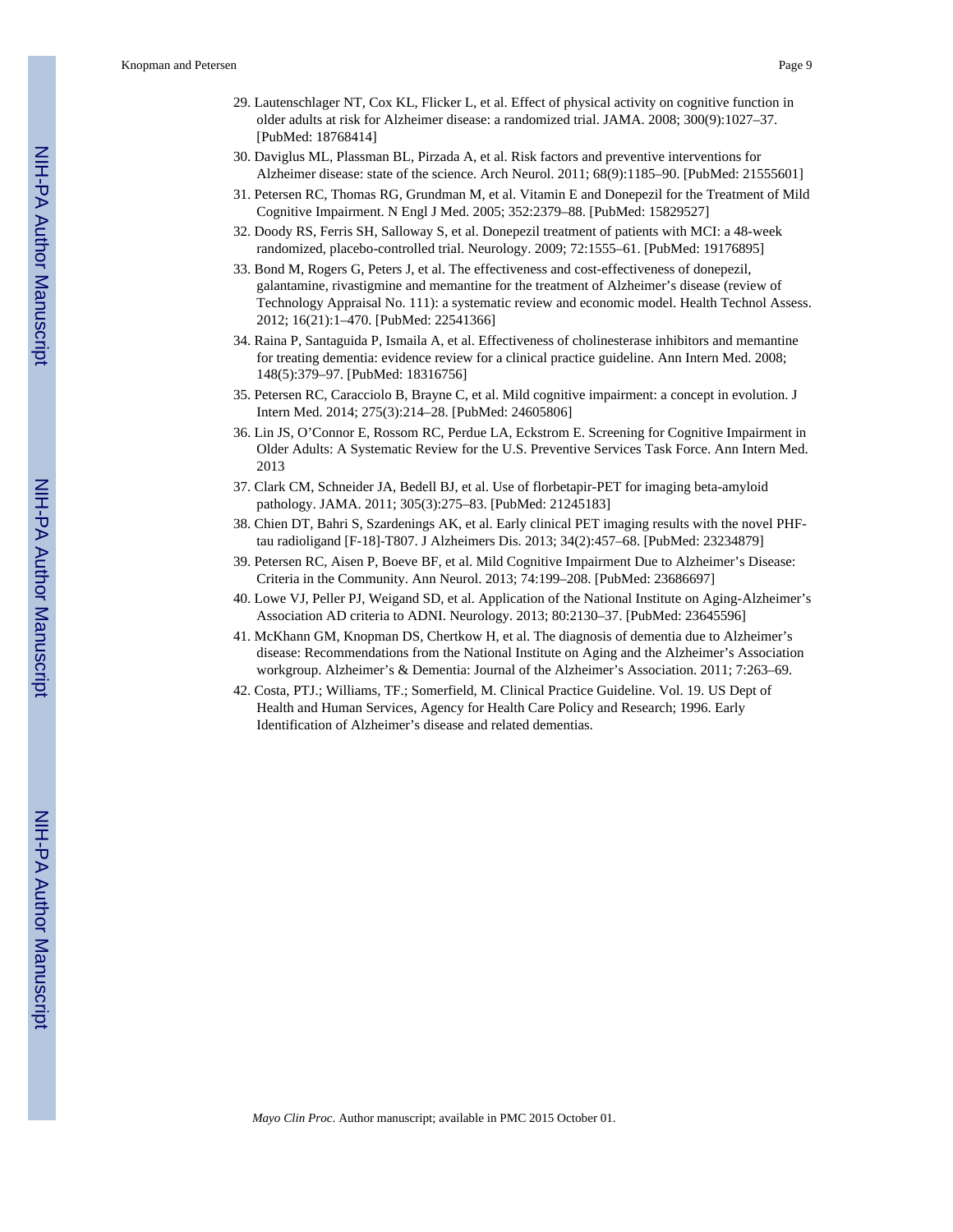29. Lautenschlager NT, Cox KL, Flicker L, et al. Effect of physical activity on cognitive function in older adults at risk for Alzheimer disease: a randomized trial. JAMA. 2008; 300(9):1027–37. [PubMed: 18768414]
30. Daviglus ML, Plassman BL, Pirzada A, et al. Risk factors and preventive interventions for Alzheimer disease: state of the science. Arch Neurol. 2011; 68(9):1185–90. [PubMed: 21555601]
31. Petersen RC, Thomas RG, Grundman M, et al. Vitamin E and Donepezil for the Treatment of Mild Cognitive Impairment. N Engl J Med. 2005; 352:2379–88. [PubMed: 15829527]
32. Doody RS, Ferris SH, Salloway S, et al. Donepezil treatment of patients with MCI: a 48-week randomized, placebo-controlled trial. Neurology. 2009; 72:1555–61. [PubMed: 19176895]
33. Bond M, Rogers G, Peters J, et al. The effectiveness and cost-effectiveness of donepezil, galantamine, rivastigmine and memantine for the treatment of Alzheimer's disease (review of Technology Appraisal No. 111): a systematic review and economic model. Health Technol Assess. 2012; 16(21):1–470. [PubMed: 22541366]
34. Raina P, Santaguida P, Ismaila A, et al. Effectiveness of cholinesterase inhibitors and memantine for treating dementia: evidence review for a clinical practice guideline. Ann Intern Med. 2008; 148(5):379–97. [PubMed: 18316756]
35. Petersen RC, Caracciolo B, Brayne C, et al. Mild cognitive impairment: a concept in evolution. J Intern Med. 2014; 275(3):214–28. [PubMed: 24605806]
36. Lin JS, O'Connor E, Rossom RC, Perdue LA, Eckstrom E. Screening for Cognitive Impairment in Older Adults: A Systematic Review for the U.S. Preventive Services Task Force. Ann Intern Med. 2013
37. Clark CM, Schneider JA, Bedell BJ, et al. Use of florbetapir-PET for imaging beta-amyloid pathology. JAMA. 2011; 305(3):275–83. [PubMed: 21245183]
38. Chien DT, Bahri S, Szardenings AK, et al. Early clinical PET imaging results with the novel PHF-tau radioligand [F-18]-T807. J Alzheimers Dis. 2013; 34(2):457–68. [PubMed: 23234879]
39. Petersen RC, Aisen P, Boeve BF, et al. Mild Cognitive Impairment Due to Alzheimer's Disease: Criteria in the Community. Ann Neurol. 2013; 74:199–208. [PubMed: 23686697]
40. Lowe VJ, Peller PJ, Weigand SD, et al. Application of the National Institute on Aging-Alzheimer's Association AD criteria to ADNI. Neurology. 2013; 80:2130–37. [PubMed: 23645596]
41. McKhann GM, Knopman DS, Chertkow H, et al. The diagnosis of dementia due to Alzheimer's disease: Recommendations from the National Institute on Aging and the Alzheimer's Association workgroup. Alzheimer's & Dementia: Journal of the Alzheimer's Association. 2011; 7:263–69.
42. Costa, PTJ.; Williams, TF.; Somerfield, M. Clinical Practice Guideline. Vol. 19. US Dept of Health and Human Services, Agency for Health Care Policy and Research; 1996. Early Identification of Alzheimer's disease and related dementias.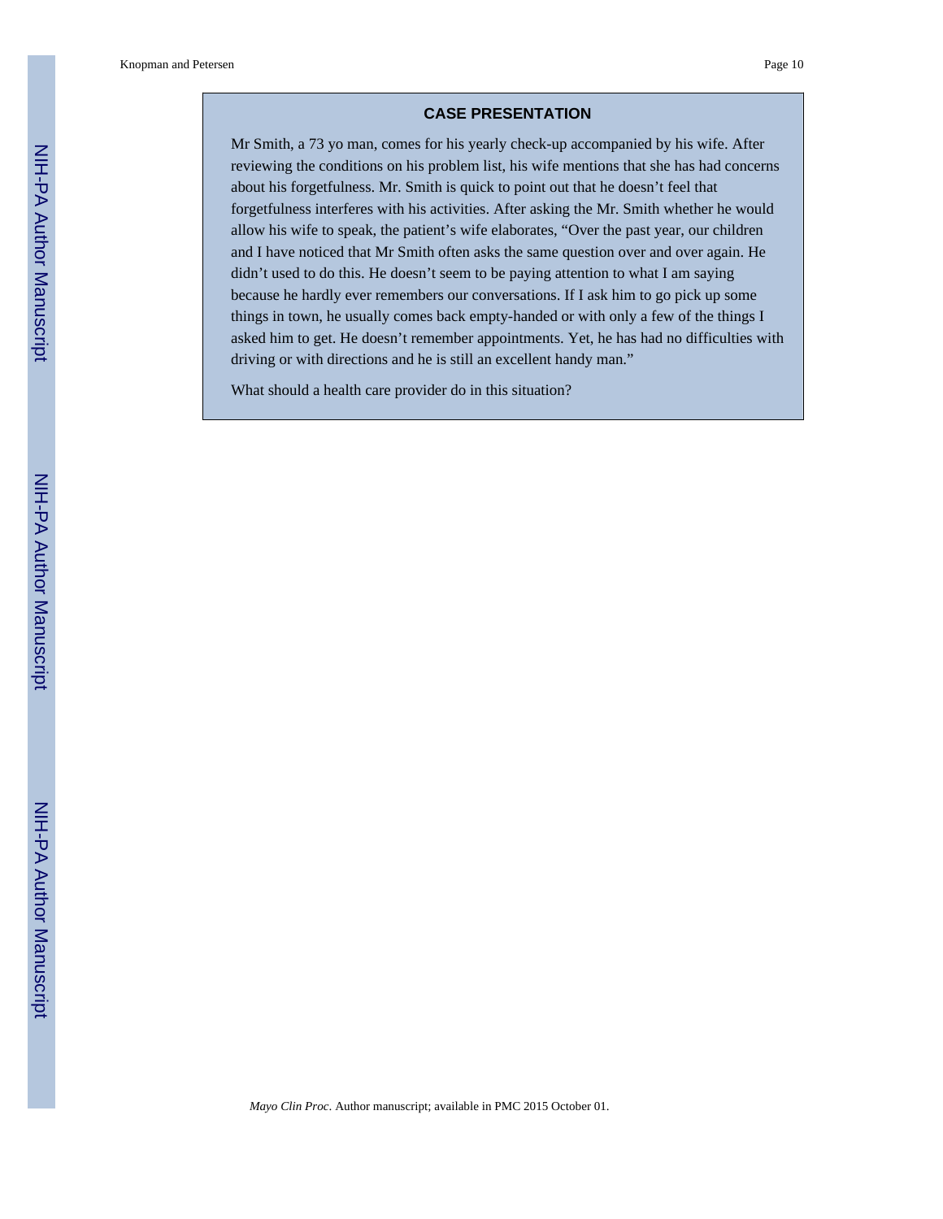## CASE PRESENTATION

Mr Smith, a 73 yo man, comes for his yearly check-up accompanied by his wife. After reviewing the conditions on his problem list, his wife mentions that she has had concerns about his forgetfulness. Mr. Smith is quick to point out that he doesn't feel that forgetfulness interferes with his activities. After asking the Mr. Smith whether he would allow his wife to speak, the patient's wife elaborates, "Over the past year, our children and I have noticed that Mr Smith often asks the same question over and over again. He didn't used to do this. He doesn't seem to be paying attention to what I am saying because he hardly ever remembers our conversations. If I ask him to go pick up some things in town, he usually comes back empty-handed or with only a few of the things I asked him to get. He doesn't remember appointments. Yet, he has had no difficulties with driving or with directions and he is still an excellent handy man."

What should a health care provider do in this situation?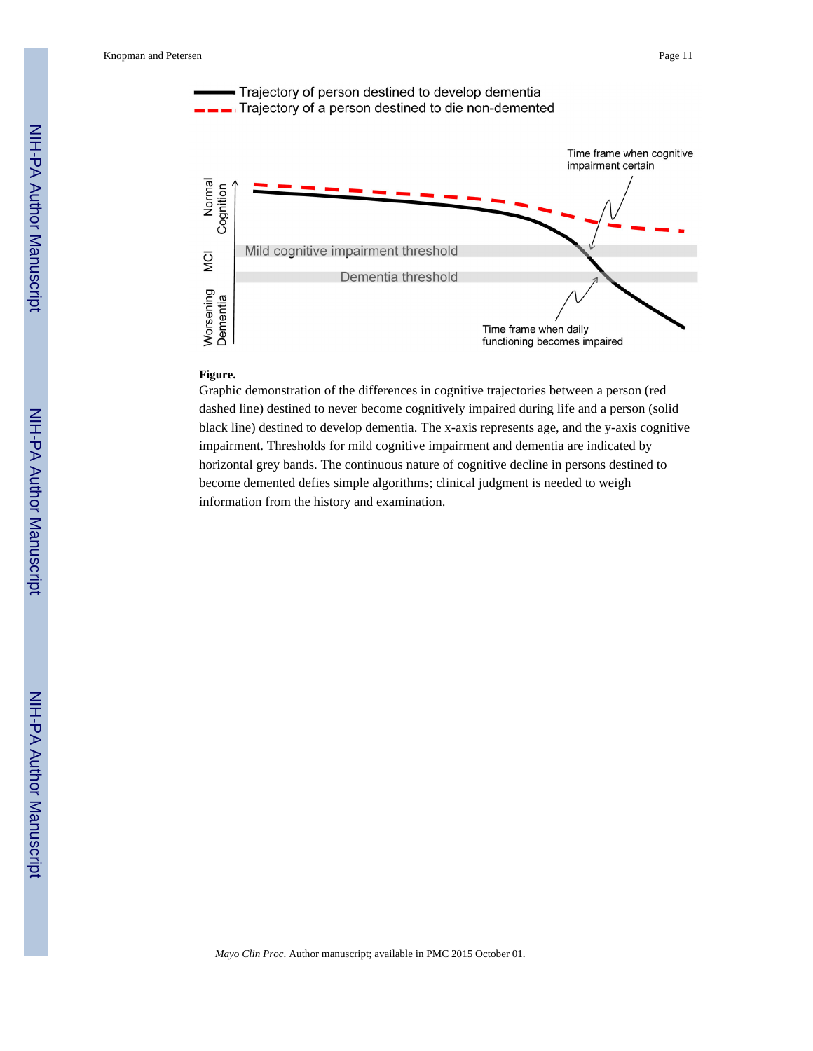**Figure.**

Graphic demonstration of the differences in cognitive trajectories between a person (red dashed line) destined to never become cognitively impaired during life and a person (solid black line) destined to develop dementia. The x-axis represents age, and the y-axis cognitive impairment. Thresholds for mild cognitive impairment and dementia are indicated by horizontal grey bands. The continuous nature of cognitive decline in persons destined to become demented defies simple algorithms; clinical judgment is needed to weigh information from the history and examination.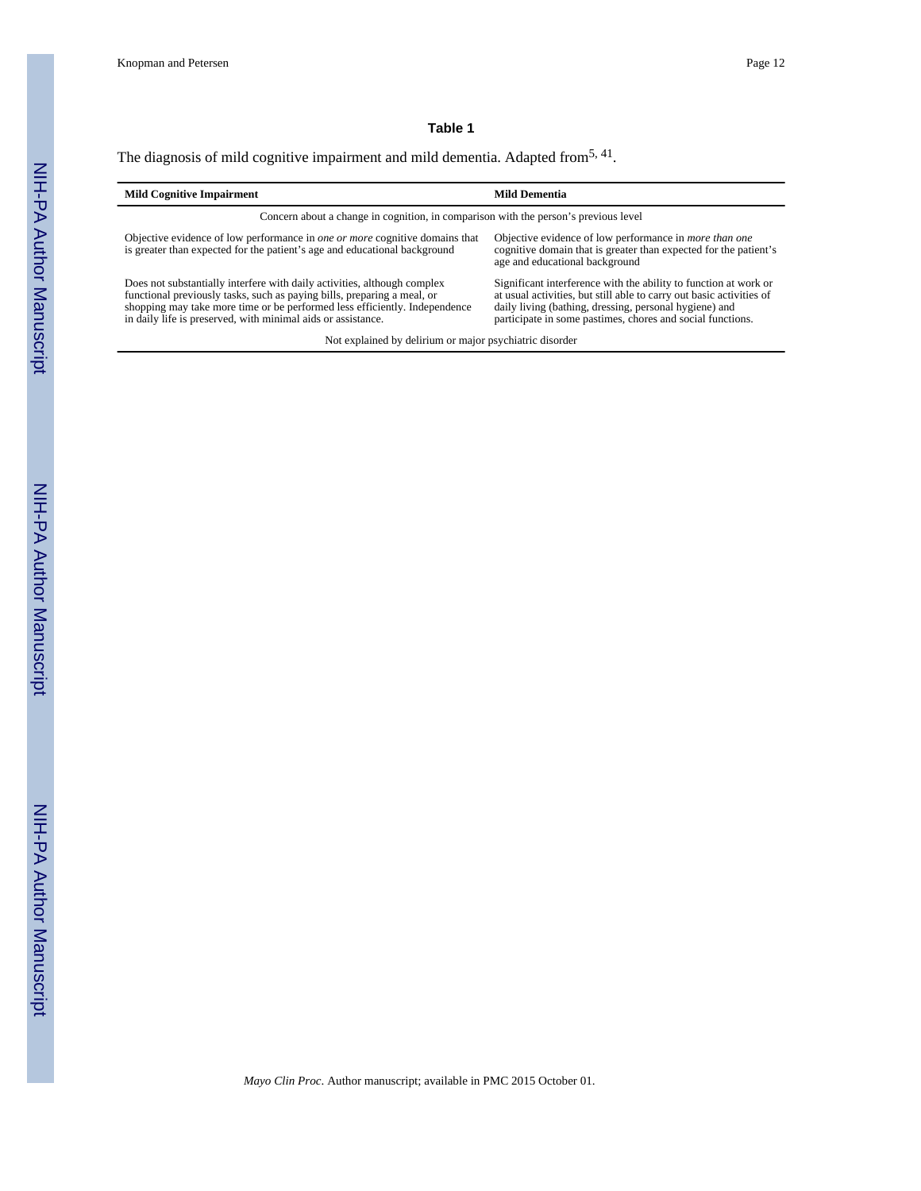**Table 1**

The diagnosis of mild cognitive impairment and mild dementia. Adapted from[5, 41].

| Mild Cognitive Impairment | Mild Dementia |
|---|---|
| Concern about a change in cognition, in comparison with the person's previous level | |
| Objective evidence of low performance in *one or more* cognitive domains that is greater than expected for the patient's age and educational background | Objective evidence of low performance in *more than one* cognitive domain that is greater than expected for the patient's age and educational background |
| Does not substantially interfere with daily activities, although complex functional previously tasks, such as paying bills, preparing a meal, or shopping may take more time or be performed less efficiently. Independence in daily life is preserved, with minimal aids or assistance. | Significant interference with the ability to function at work or at usual activities, but still able to carry out basic activities of daily living (bathing, dressing, personal hygiene) and participate in some pastimes, chores and social functions. |
| Not explained by delirium or major psychiatric disorder | |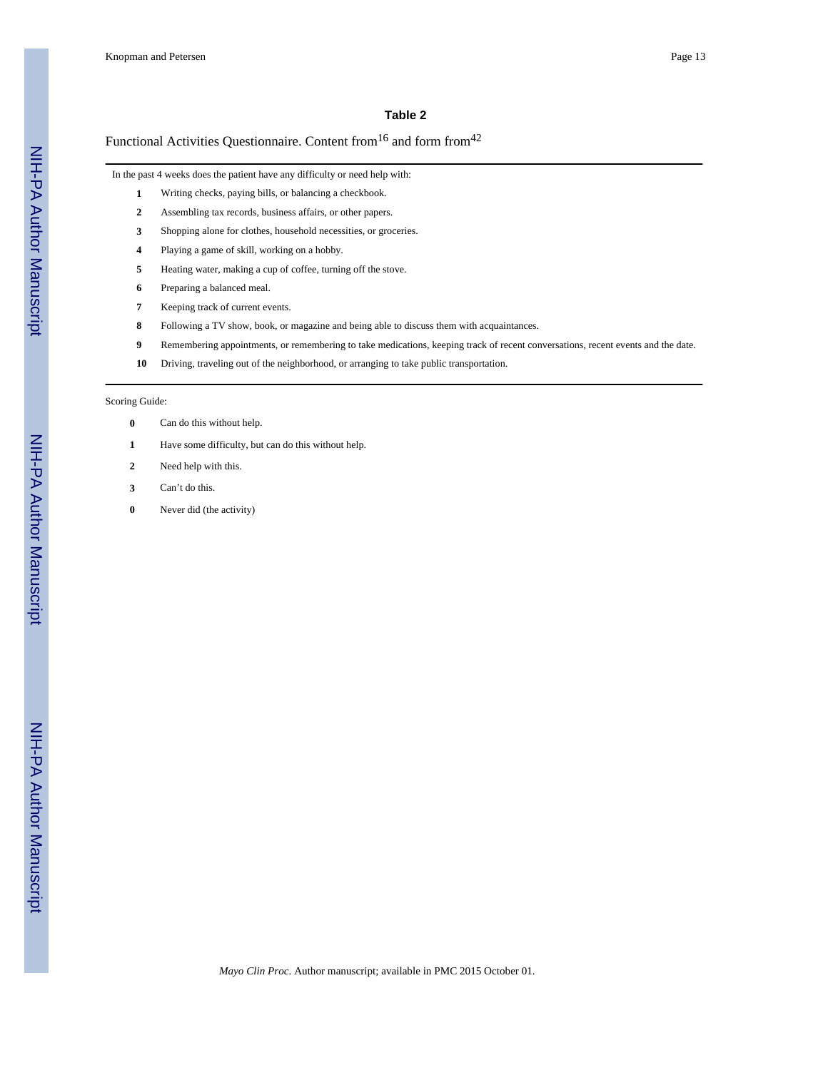**Table 2**

Functional Activities Questionnaire. Content from[16] and form from[42]

| | |
|---|---|
| In the past 4 weeks does the patient have any difficulty or need help with: | |
| **1** | Writing checks, paying bills, or balancing a checkbook. |
| **2** | Assembling tax records, business affairs, or other papers. |
| **3** | Shopping alone for clothes, household necessities, or groceries. |
| **4** | Playing a game of skill, working on a hobby. |
| **5** | Heating water, making a cup of coffee, turning off the stove. |
| **6** | Preparing a balanced meal. |
| **7** | Keeping track of current events. |
| **8** | Following a TV show, book, or magazine and being able to discuss them with acquaintances. |
| **9** | Remembering appointments, or remembering to take medications, keeping track of recent conversations, recent events and the date. |
| **10** | Driving, traveling out of the neighborhood, or arranging to take public transportation. |

Scoring Guide:

| | |
|---|---|
| **0** | Can do this without help. |
| **1** | Have some difficulty, but can do this without help. |
| **2** | Need help with this. |
| **3** | Can't do this. |
| **0** | Never did (the activity) |